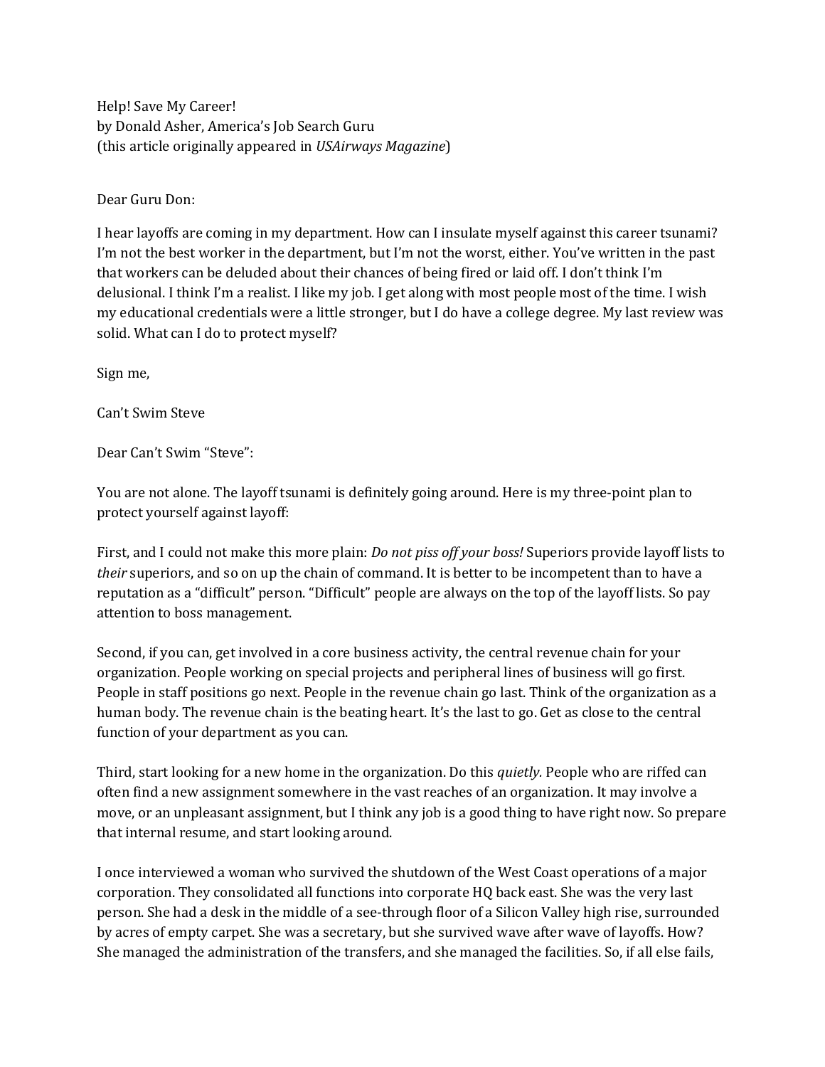Help! Save My Career!
by Donald Asher, America's Job Search Guru
(this article originally appeared in *USAirways Magazine*)

Dear Guru Don:

I hear layoffs are coming in my department. How can I insulate myself against this career tsunami? I'm not the best worker in the department, but I'm not the worst, either. You've written in the past that workers can be deluded about their chances of being fired or laid off. I don't think I'm delusional. I think I'm a realist. I like my job. I get along with most people most of the time. I wish my educational credentials were a little stronger, but I do have a college degree. My last review was solid. What can I do to protect myself?

Sign me,

Can't Swim Steve

Dear Can't Swim "Steve":

You are not alone. The layoff tsunami is definitely going around. Here is my three-point plan to protect yourself against layoff:

First, and I could not make this more plain: *Do not piss off your boss!* Superiors provide layoff lists to *their* superiors, and so on up the chain of command. It is better to be incompetent than to have a reputation as a "difficult" person. "Difficult" people are always on the top of the layoff lists. So pay attention to boss management.

Second, if you can, get involved in a core business activity, the central revenue chain for your organization. People working on special projects and peripheral lines of business will go first. People in staff positions go next. People in the revenue chain go last. Think of the organization as a human body. The revenue chain is the beating heart. It's the last to go. Get as close to the central function of your department as you can.

Third, start looking for a new home in the organization. Do this *quietly.* People who are riffed can often find a new assignment somewhere in the vast reaches of an organization. It may involve a move, or an unpleasant assignment, but I think any job is a good thing to have right now. So prepare that internal resume, and start looking around.

I once interviewed a woman who survived the shutdown of the West Coast operations of a major corporation. They consolidated all functions into corporate HQ back east. She was the very last person. She had a desk in the middle of a see-through floor of a Silicon Valley high rise, surrounded by acres of empty carpet. She was a secretary, but she survived wave after wave of layoffs. How? She managed the administration of the transfers, and she managed the facilities. So, if all else fails,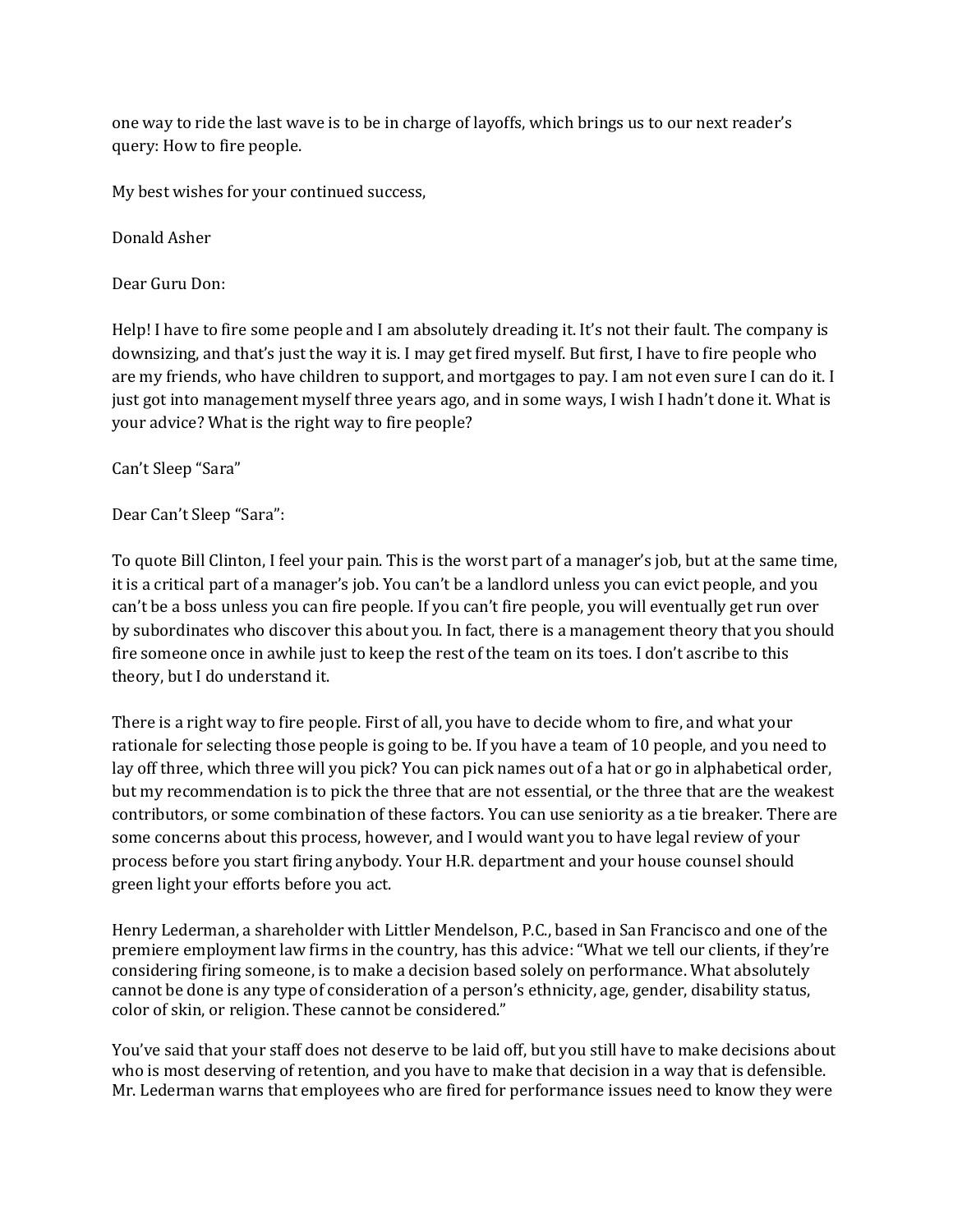one way to ride the last wave is to be in charge of layoffs, which brings us to our next reader's query: How to fire people.

My best wishes for your continued success,

Donald Asher

Dear Guru Don:

Help! I have to fire some people and I am absolutely dreading it. It's not their fault. The company is downsizing, and that's just the way it is. I may get fired myself. But first, I have to fire people who are my friends, who have children to support, and mortgages to pay. I am not even sure I can do it. I just got into management myself three years ago, and in some ways, I wish I hadn't done it. What is your advice? What is the right way to fire people?

Can't Sleep "Sara"

Dear Can't Sleep "Sara":

To quote Bill Clinton, I feel your pain. This is the worst part of a manager's job, but at the same time, it is a critical part of a manager's job. You can't be a landlord unless you can evict people, and you can't be a boss unless you can fire people. If you can't fire people, you will eventually get run over by subordinates who discover this about you. In fact, there is a management theory that you should fire someone once in awhile just to keep the rest of the team on its toes. I don't ascribe to this theory, but I do understand it.

There is a right way to fire people. First of all, you have to decide whom to fire, and what your rationale for selecting those people is going to be. If you have a team of 10 people, and you need to lay off three, which three will you pick? You can pick names out of a hat or go in alphabetical order, but my recommendation is to pick the three that are not essential, or the three that are the weakest contributors, or some combination of these factors. You can use seniority as a tie breaker. There are some concerns about this process, however, and I would want you to have legal review of your process before you start firing anybody. Your H.R. department and your house counsel should green light your efforts before you act.

Henry Lederman, a shareholder with Littler Mendelson, P.C., based in San Francisco and one of the premiere employment law firms in the country, has this advice: "What we tell our clients, if they're considering firing someone, is to make a decision based solely on performance. What absolutely cannot be done is any type of consideration of a person's ethnicity, age, gender, disability status, color of skin, or religion. These cannot be considered."

You've said that your staff does not deserve to be laid off, but you still have to make decisions about who is most deserving of retention, and you have to make that decision in a way that is defensible. Mr. Lederman warns that employees who are fired for performance issues need to know they were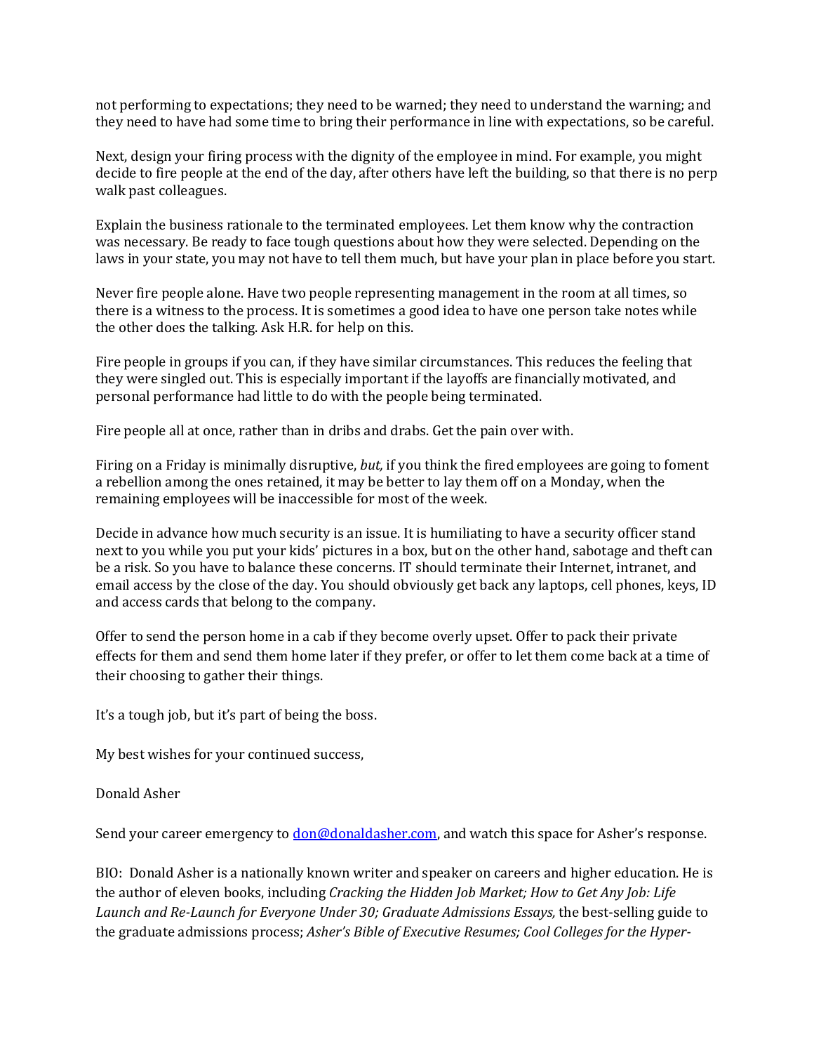not performing to expectations; they need to be warned; they need to understand the warning; and they need to have had some time to bring their performance in line with expectations, so be careful.

Next, design your firing process with the dignity of the employee in mind. For example, you might decide to fire people at the end of the day, after others have left the building, so that there is no perp walk past colleagues.

Explain the business rationale to the terminated employees. Let them know why the contraction was necessary. Be ready to face tough questions about how they were selected. Depending on the laws in your state, you may not have to tell them much, but have your plan in place before you start.

Never fire people alone. Have two people representing management in the room at all times, so there is a witness to the process. It is sometimes a good idea to have one person take notes while the other does the talking. Ask H.R. for help on this.

Fire people in groups if you can, if they have similar circumstances. This reduces the feeling that they were singled out. This is especially important if the layoffs are financially motivated, and personal performance had little to do with the people being terminated.

Fire people all at once, rather than in dribs and drabs. Get the pain over with.

Firing on a Friday is minimally disruptive, *but,* if you think the fired employees are going to foment a rebellion among the ones retained, it may be better to lay them off on a Monday, when the remaining employees will be inaccessible for most of the week.

Decide in advance how much security is an issue. It is humiliating to have a security officer stand next to you while you put your kids' pictures in a box, but on the other hand, sabotage and theft can be a risk. So you have to balance these concerns. IT should terminate their Internet, intranet, and email access by the close of the day. You should obviously get back any laptops, cell phones, keys, ID and access cards that belong to the company.

Offer to send the person home in a cab if they become overly upset. Offer to pack their private effects for them and send them home later if they prefer, or offer to let them come back at a time of their choosing to gather their things.

It's a tough job, but it's part of being the boss.

My best wishes for your continued success,

Donald Asher

Send your career emergency to [don@donaldasher.com](mailto:don@donaldasher.com), and watch this space for Asher's response.

BIO: Donald Asher is a nationally known writer and speaker on careers and higher education. He is the author of eleven books, including *Cracking the Hidden Job Market; How to Get Any Job: Life Launch and Re-Launch for Everyone Under 30; Graduate Admissions Essays,* the best-selling guide to the graduate admissions process; *Asher's Bible of Executive Resumes; Cool Colleges for the Hyper-*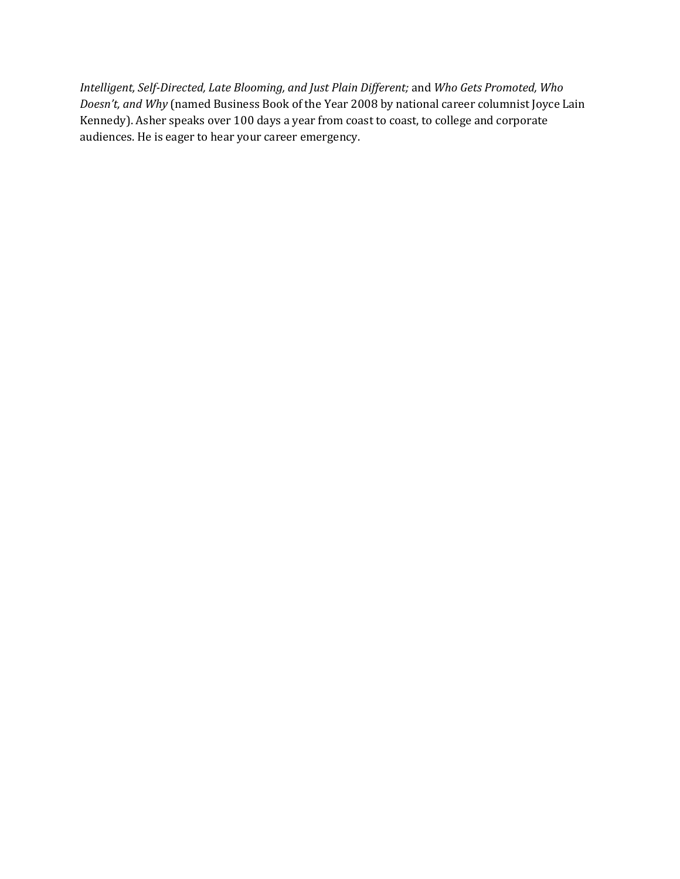*Intelligent, Self-Directed, Late Blooming, and Just Plain Different;* and *Who Gets Promoted, Who Doesn't, and Why* (named Business Book of the Year 2008 by national career columnist Joyce Lain Kennedy). Asher speaks over 100 days a year from coast to coast, to college and corporate audiences. He is eager to hear your career emergency.